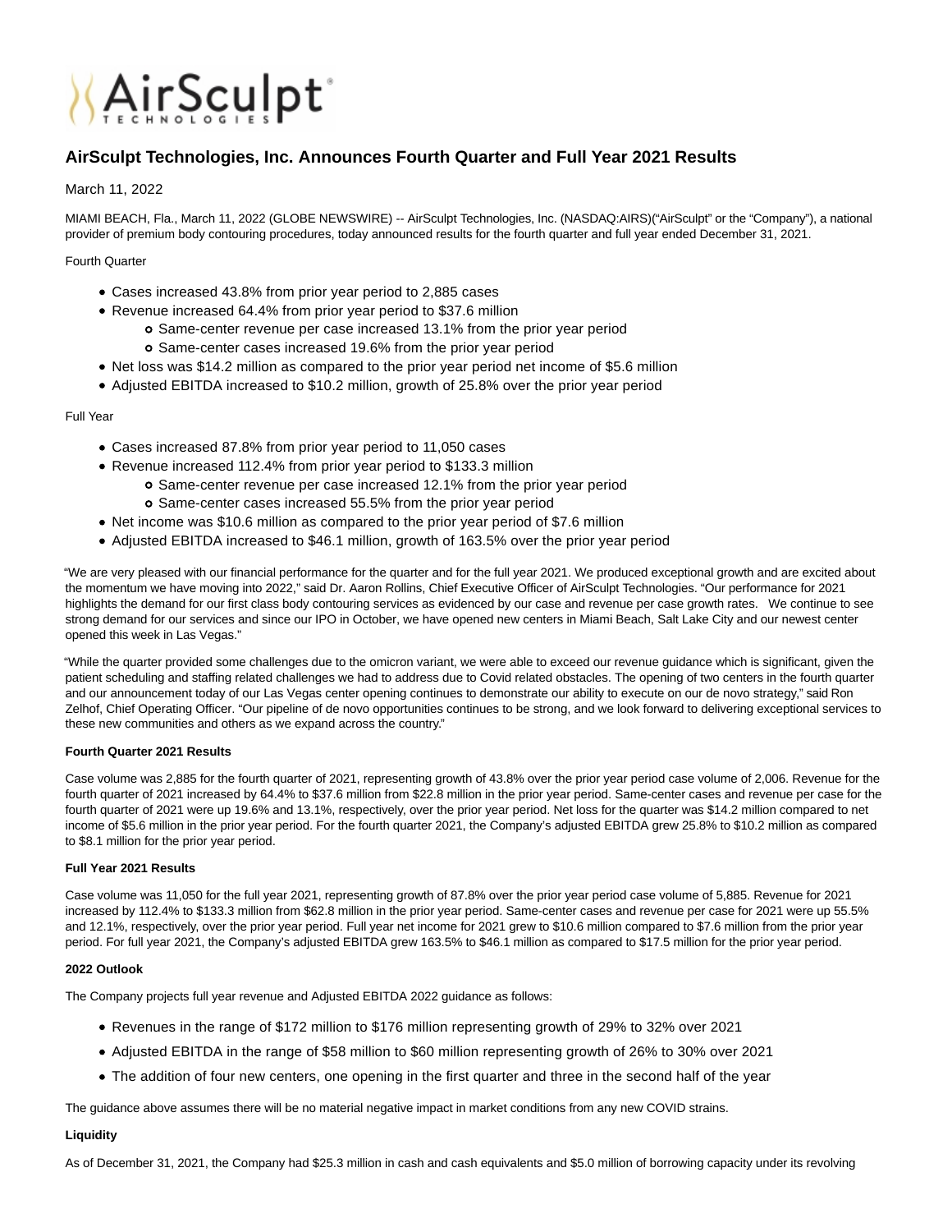# AirSculpt Technologies, Inc. Announces Fourth Quarter and Full Year 2021 Results

March 11, 2022

MIAMI BEACH, Fla., March 11, 2022 (GLOBE NEWSWIRE) -- AirSculpt Technologies, Inc. (NASDAQ:AIRS)("AirSculpt" or the "Company"), a national provider of premium body contouring procedures, today announced results for the fourth quarter and full year ended December 31, 2021.

Fourth Quarter

- Cases increased 43.8% from prior year period to 2,885 cases
- Revenue increased 64.4% from prior year period to $37.6 million
  - Same-center revenue per case increased 13.1% from the prior year period
  - Same-center cases increased 19.6% from the prior year period
- Net loss was $14.2 million as compared to the prior year period net income of $5.6 million
- Adjusted EBITDA increased to $10.2 million, growth of 25.8% over the prior year period

Full Year

- Cases increased 87.8% from prior year period to 11,050 cases
- Revenue increased 112.4% from prior year period to $133.3 million
  - Same-center revenue per case increased 12.1% from the prior year period
  - Same-center cases increased 55.5% from the prior year period
- Net income was $10.6 million as compared to the prior year period of $7.6 million
- Adjusted EBITDA increased to $46.1 million, growth of 163.5% over the prior year period

"We are very pleased with our financial performance for the quarter and for the full year 2021. We produced exceptional growth and are excited about the momentum we have moving into 2022," said Dr. Aaron Rollins, Chief Executive Officer of AirSculpt Technologies. "Our performance for 2021 highlights the demand for our first class body contouring services as evidenced by our case and revenue per case growth rates. We continue to see strong demand for our services and since our IPO in October, we have opened new centers in Miami Beach, Salt Lake City and our newest center opened this week in Las Vegas."

"While the quarter provided some challenges due to the omicron variant, we were able to exceed our revenue guidance which is significant, given the patient scheduling and staffing related challenges we had to address due to Covid related obstacles. The opening of two centers in the fourth quarter and our announcement today of our Las Vegas center opening continues to demonstrate our ability to execute on our de novo strategy," said Ron Zelhof, Chief Operating Officer. "Our pipeline of de novo opportunities continues to be strong, and we look forward to delivering exceptional services to these new communities and others as we expand across the country."

**Fourth Quarter 2021 Results**

Case volume was 2,885 for the fourth quarter of 2021, representing growth of 43.8% over the prior year period case volume of 2,006. Revenue for the fourth quarter of 2021 increased by 64.4% to $37.6 million from $22.8 million in the prior year period. Same-center cases and revenue per case for the fourth quarter of 2021 were up 19.6% and 13.1%, respectively, over the prior year period. Net loss for the quarter was $14.2 million compared to net income of $5.6 million in the prior year period. For the fourth quarter 2021, the Company's adjusted EBITDA grew 25.8% to $10.2 million as compared to $8.1 million for the prior year period.

**Full Year 2021 Results**

Case volume was 11,050 for the full year 2021, representing growth of 87.8% over the prior year period case volume of 5,885. Revenue for 2021 increased by 112.4% to $133.3 million from $62.8 million in the prior year period. Same-center cases and revenue per case for 2021 were up 55.5% and 12.1%, respectively, over the prior year period. Full year net income for 2021 grew to $10.6 million compared to $7.6 million from the prior year period. For full year 2021, the Company's adjusted EBITDA grew 163.5% to $46.1 million as compared to $17.5 million for the prior year period.

**2022 Outlook**

The Company projects full year revenue and Adjusted EBITDA 2022 guidance as follows:

- Revenues in the range of $172 million to $176 million representing growth of 29% to 32% over 2021
- Adjusted EBITDA in the range of $58 million to $60 million representing growth of 26% to 30% over 2021
- The addition of four new centers, one opening in the first quarter and three in the second half of the year

The guidance above assumes there will be no material negative impact in market conditions from any new COVID strains.

**Liquidity**

As of December 31, 2021, the Company had $25.3 million in cash and cash equivalents and $5.0 million of borrowing capacity under its revolving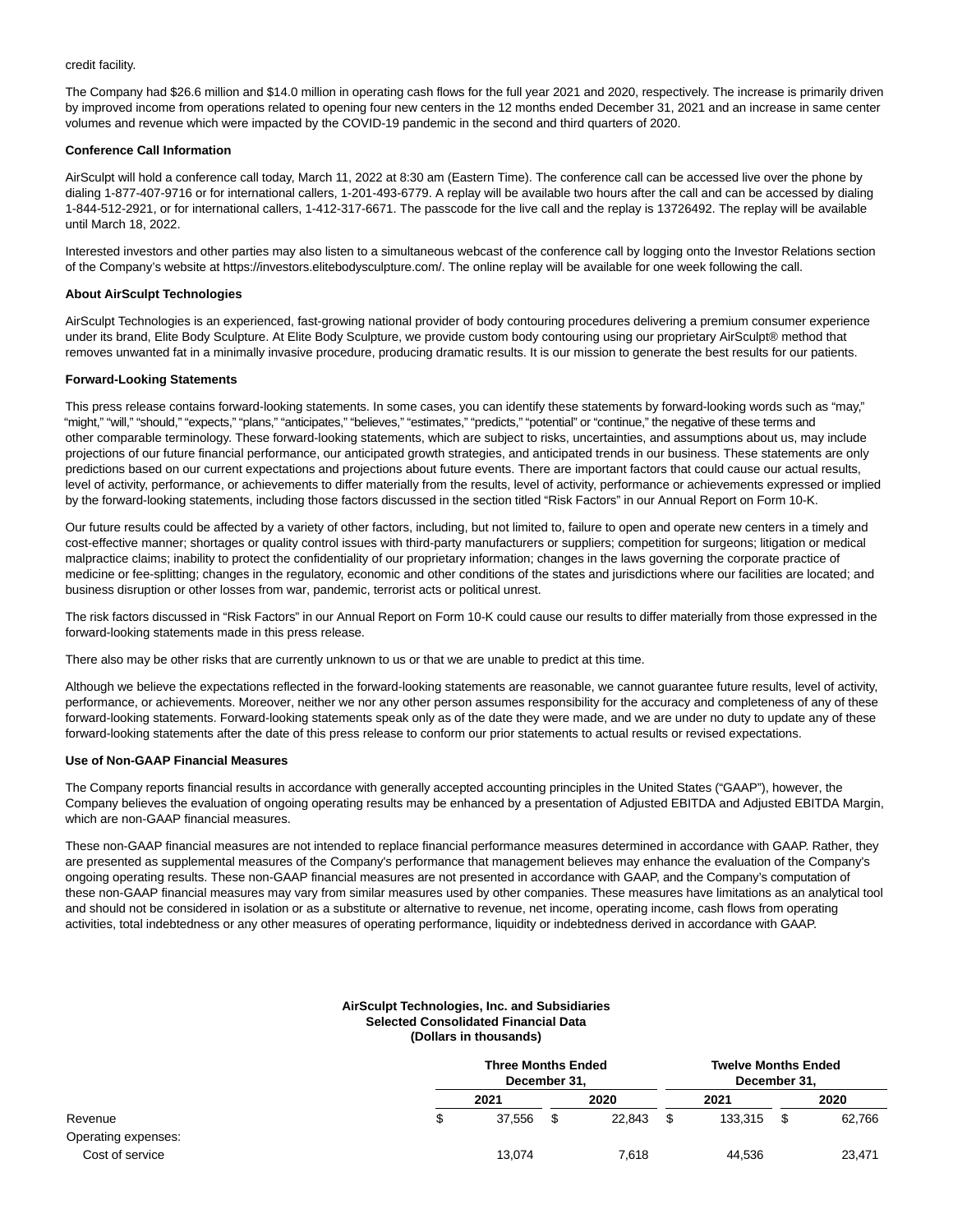credit facility.

The Company had $26.6 million and $14.0 million in operating cash flows for the full year 2021 and 2020, respectively. The increase is primarily driven by improved income from operations related to opening four new centers in the 12 months ended December 31, 2021 and an increase in same center volumes and revenue which were impacted by the COVID-19 pandemic in the second and third quarters of 2020.

**Conference Call Information**

AirSculpt will hold a conference call today, March 11, 2022 at 8:30 am (Eastern Time). The conference call can be accessed live over the phone by dialing 1-877-407-9716 or for international callers, 1-201-493-6779. A replay will be available two hours after the call and can be accessed by dialing 1-844-512-2921, or for international callers, 1-412-317-6671. The passcode for the live call and the replay is 13726492. The replay will be available until March 18, 2022.

Interested investors and other parties may also listen to a simultaneous webcast of the conference call by logging onto the Investor Relations section of the Company's website at https://investors.elitebodysculpture.com/. The online replay will be available for one week following the call.

**About AirSculpt Technologies**

AirSculpt Technologies is an experienced, fast-growing national provider of body contouring procedures delivering a premium consumer experience under its brand, Elite Body Sculpture. At Elite Body Sculpture, we provide custom body contouring using our proprietary AirSculpt® method that removes unwanted fat in a minimally invasive procedure, producing dramatic results. It is our mission to generate the best results for our patients.

**Forward-Looking Statements**

This press release contains forward-looking statements. In some cases, you can identify these statements by forward-looking words such as "may," "might," "will," "should," "expects," "plans," "anticipates," "believes," "estimates," "predicts," "potential" or "continue," the negative of these terms and other comparable terminology. These forward-looking statements, which are subject to risks, uncertainties, and assumptions about us, may include projections of our future financial performance, our anticipated growth strategies, and anticipated trends in our business. These statements are only predictions based on our current expectations and projections about future events. There are important factors that could cause our actual results, level of activity, performance, or achievements to differ materially from the results, level of activity, performance or achievements expressed or implied by the forward-looking statements, including those factors discussed in the section titled "Risk Factors" in our Annual Report on Form 10-K.

Our future results could be affected by a variety of other factors, including, but not limited to, failure to open and operate new centers in a timely and cost-effective manner; shortages or quality control issues with third-party manufacturers or suppliers; competition for surgeons; litigation or medical malpractice claims; inability to protect the confidentiality of our proprietary information; changes in the laws governing the corporate practice of medicine or fee-splitting; changes in the regulatory, economic and other conditions of the states and jurisdictions where our facilities are located; and business disruption or other losses from war, pandemic, terrorist acts or political unrest.

The risk factors discussed in "Risk Factors" in our Annual Report on Form 10-K could cause our results to differ materially from those expressed in the forward-looking statements made in this press release.

There also may be other risks that are currently unknown to us or that we are unable to predict at this time.

Although we believe the expectations reflected in the forward-looking statements are reasonable, we cannot guarantee future results, level of activity, performance, or achievements. Moreover, neither we nor any other person assumes responsibility for the accuracy and completeness of any of these forward-looking statements. Forward-looking statements speak only as of the date they were made, and we are under no duty to update any of these forward-looking statements after the date of this press release to conform our prior statements to actual results or revised expectations.

**Use of Non-GAAP Financial Measures**

The Company reports financial results in accordance with generally accepted accounting principles in the United States ("GAAP"), however, the Company believes the evaluation of ongoing operating results may be enhanced by a presentation of Adjusted EBITDA and Adjusted EBITDA Margin, which are non-GAAP financial measures.

These non-GAAP financial measures are not intended to replace financial performance measures determined in accordance with GAAP. Rather, they are presented as supplemental measures of the Company's performance that management believes may enhance the evaluation of the Company's ongoing operating results. These non-GAAP financial measures are not presented in accordance with GAAP, and the Company's computation of these non-GAAP financial measures may vary from similar measures used by other companies. These measures have limitations as an analytical tool and should not be considered in isolation or as a substitute or alternative to revenue, net income, operating income, cash flows from operating activities, total indebtedness or any other measures of operating performance, liquidity or indebtedness derived in accordance with GAAP.

**AirSculpt Technologies, Inc. and Subsidiaries**
**Selected Consolidated Financial Data**
**(Dollars in thousands)**

| | Three Months Ended December 31, | | Twelve Months Ended December 31, | |
|---|---|---|---|---|
| | 2021 | 2020 | 2021 | 2020 |
| Revenue | $ 37,556 | $ 22,843 | $ 133,315 | $ 62,766 |
| Operating expenses: | | | | |
| Cost of service | 13,074 | 7,618 | 44,536 | 23,471 |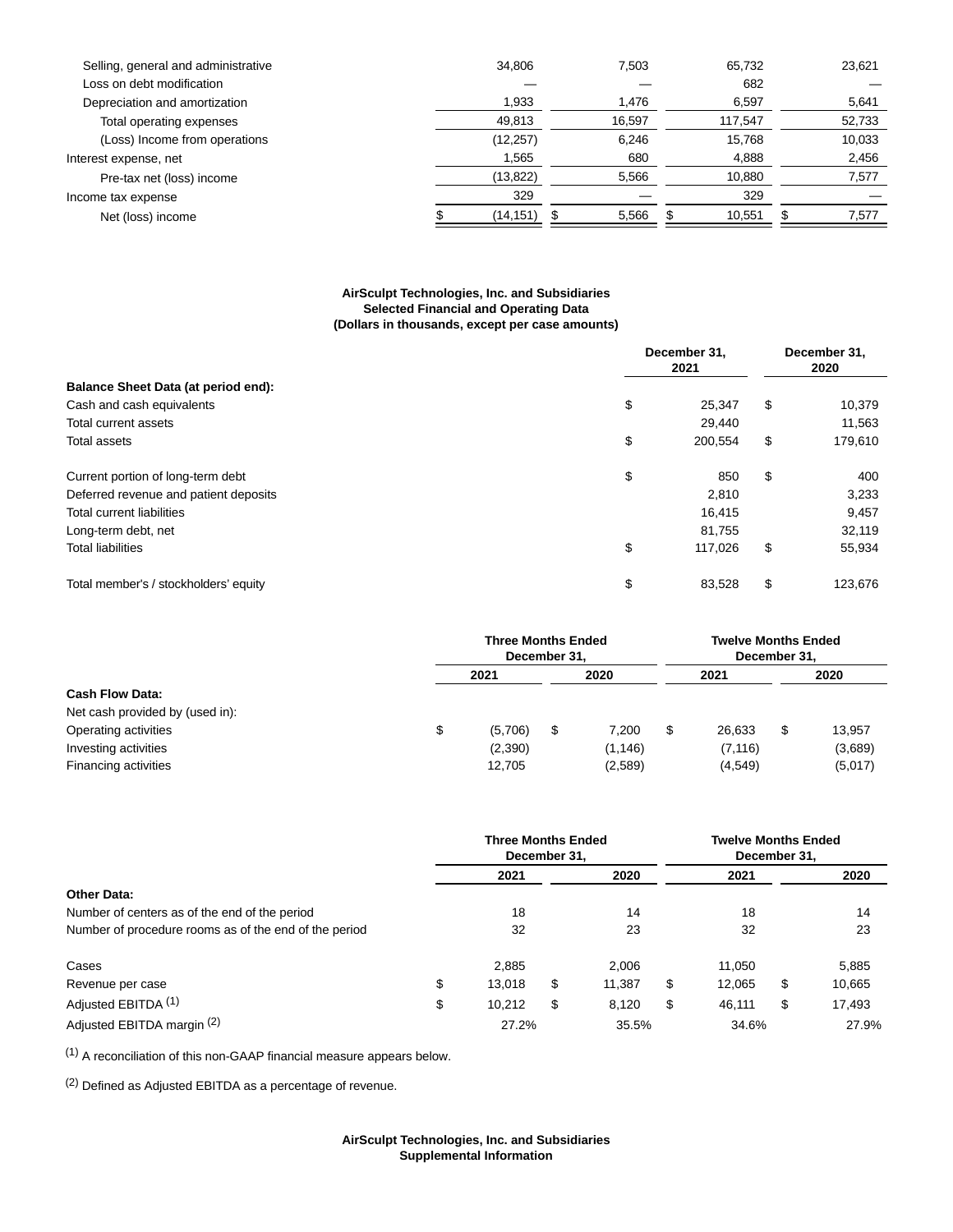| | | | | |
|---|---|---|---|---|
| Selling, general and administrative | 34,806 | 7,503 | 65,732 | 23,621 |
| Loss on debt modification | — | — | 682 | — |
| Depreciation and amortization | 1,933 | 1,476 | 6,597 | 5,641 |
| Total operating expenses | 49,813 | 16,597 | 117,547 | 52,733 |
| (Loss) Income from operations | (12,257) | 6,246 | 15,768 | 10,033 |
| Interest expense, net | 1,565 | 680 | 4,888 | 2,456 |
| Pre-tax net (loss) income | (13,822) | 5,566 | 10,880 | 7,577 |
| Income tax expense | 329 | — | 329 | — |
| Net (loss) income | $ (14,151) | $ 5,566 | $ 10,551 | $ 7,577 |

**AirSculpt Technologies, Inc. and Subsidiaries**
**Selected Financial and Operating Data**
**(Dollars in thousands, except per case amounts)**

| | December 31, 2021 | December 31, 2020 |
|---|---|---|
| **Balance Sheet Data (at period end):** | | |
| Cash and cash equivalents | $ 25,347 | $ 10,379 |
| Total current assets | 29,440 | 11,563 |
| Total assets | $ 200,554 | $ 179,610 |
| Current portion of long-term debt | $ 850 | $ 400 |
| Deferred revenue and patient deposits | 2,810 | 3,233 |
| Total current liabilities | 16,415 | 9,457 |
| Long-term debt, net | 81,755 | 32,119 |
| Total liabilities | $ 117,026 | $ 55,934 |
| Total member's / stockholders' equity | $ 83,528 | $ 123,676 |

| | Three Months Ended December 31, | | Twelve Months Ended December 31, | |
|---|---|---|---|---|
| | 2021 | 2020 | 2021 | 2020 |
| **Cash Flow Data:** | | | | |
| Net cash provided by (used in): | | | | |
| Operating activities | $ (5,706) | $ 7,200 | $ 26,633 | $ 13,957 |
| Investing activities | (2,390) | (1,146) | (7,116) | (3,689) |
| Financing activities | 12,705 | (2,589) | (4,549) | (5,017) |

| | Three Months Ended December 31, | | Twelve Months Ended December 31, | |
|---|---|---|---|---|
| | 2021 | 2020 | 2021 | 2020 |
| **Other Data:** | | | | |
| Number of centers as of the end of the period | 18 | 14 | 18 | 14 |
| Number of procedure rooms as of the end of the period | 32 | 23 | 32 | 23 |
| Cases | 2,885 | 2,006 | 11,050 | 5,885 |
| Revenue per case | $ 13,018 | $ 11,387 | $ 12,065 | $ 10,665 |
| Adjusted EBITDA [1] | $ 10,212 | $ 8,120 | $ 46,111 | $ 17,493 |
| Adjusted EBITDA margin [2] | 27.2% | 35.5% | 34.6% | 27.9% |

[1] A reconciliation of this non-GAAP financial measure appears below.

[2] Defined as Adjusted EBITDA as a percentage of revenue.

**AirSculpt Technologies, Inc. and Subsidiaries**
**Supplemental Information**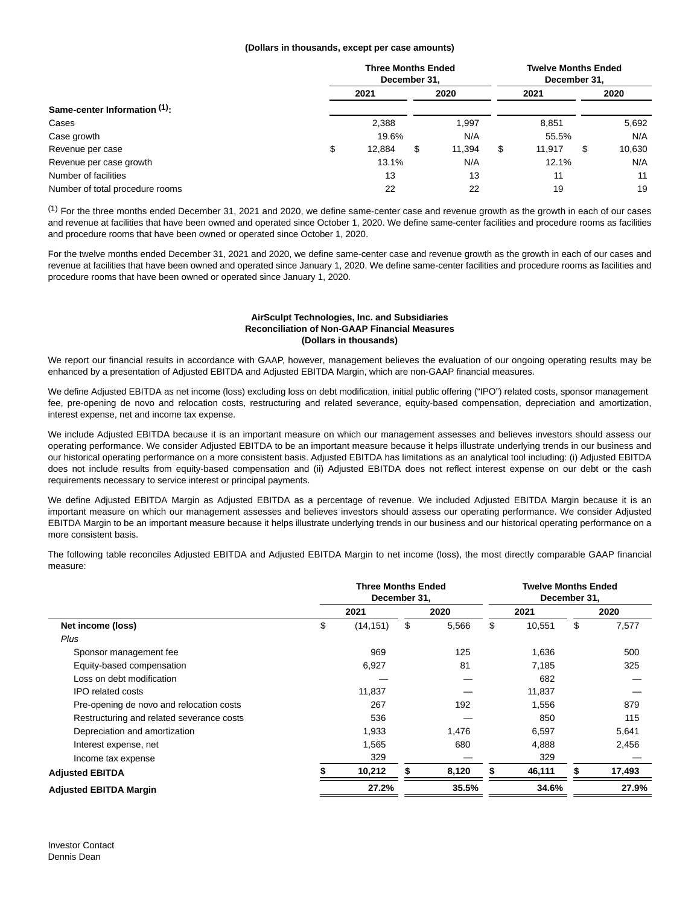**(Dollars in thousands, except per case amounts)**

| | Three Months Ended December 31, | | Twelve Months Ended December 31, | |
|---|---|---|---|---|
| | 2021 | 2020 | 2021 | 2020 |
| **Same-center Information [1]:** | | | | |
| Cases | 2,388 | 1,997 | 8,851 | 5,692 |
| Case growth | 19.6% | N/A | 55.5% | N/A |
| Revenue per case | $ 12,884 | $ 11,394 | $ 11,917 | $ 10,630 |
| Revenue per case growth | 13.1% | N/A | 12.1% | N/A |
| Number of facilities | 13 | 13 | 11 | 11 |
| Number of total procedure rooms | 22 | 22 | 19 | 19 |

[1] For the three months ended December 31, 2021 and 2020, we define same-center case and revenue growth as the growth in each of our cases and revenue at facilities that have been owned and operated since October 1, 2020. We define same-center facilities and procedure rooms as facilities and procedure rooms that have been owned or operated since October 1, 2020.

For the twelve months ended December 31, 2021 and 2020, we define same-center case and revenue growth as the growth in each of our cases and revenue at facilities that have been owned and operated since January 1, 2020. We define same-center facilities and procedure rooms as facilities and procedure rooms that have been owned or operated since January 1, 2020.

**AirSculpt Technologies, Inc. and Subsidiaries**
**Reconciliation of Non-GAAP Financial Measures**
**(Dollars in thousands)**

We report our financial results in accordance with GAAP, however, management believes the evaluation of our ongoing operating results may be enhanced by a presentation of Adjusted EBITDA and Adjusted EBITDA Margin, which are non-GAAP financial measures.

We define Adjusted EBITDA as net income (loss) excluding loss on debt modification, initial public offering ("IPO") related costs, sponsor management fee, pre-opening de novo and relocation costs, restructuring and related severance, equity-based compensation, depreciation and amortization, interest expense, net and income tax expense.

We include Adjusted EBITDA because it is an important measure on which our management assesses and believes investors should assess our operating performance. We consider Adjusted EBITDA to be an important measure because it helps illustrate underlying trends in our business and our historical operating performance on a more consistent basis. Adjusted EBITDA has limitations as an analytical tool including: (i) Adjusted EBITDA does not include results from equity-based compensation and (ii) Adjusted EBITDA does not reflect interest expense on our debt or the cash requirements necessary to service interest or principal payments.

We define Adjusted EBITDA Margin as Adjusted EBITDA as a percentage of revenue. We included Adjusted EBITDA Margin because it is an important measure on which our management assesses and believes investors should assess our operating performance. We consider Adjusted EBITDA Margin to be an important measure because it helps illustrate underlying trends in our business and our historical operating performance on a more consistent basis.

The following table reconciles Adjusted EBITDA and Adjusted EBITDA Margin to net income (loss), the most directly comparable GAAP financial measure:

| | Three Months Ended December 31, | | Twelve Months Ended December 31, | |
|---|---|---|---|---|
| | 2021 | 2020 | 2021 | 2020 |
| **Net income (loss)** | $ (14,151) | $ 5,566 | $ 10,551 | $ 7,577 |
| *Plus* | | | | |
| Sponsor management fee | 969 | 125 | 1,636 | 500 |
| Equity-based compensation | 6,927 | 81 | 7,185 | 325 |
| Loss on debt modification | — | — | 682 | — |
| IPO related costs | 11,837 | — | 11,837 | — |
| Pre-opening de novo and relocation costs | 267 | 192 | 1,556 | 879 |
| Restructuring and related severance costs | 536 | — | 850 | 115 |
| Depreciation and amortization | 1,933 | 1,476 | 6,597 | 5,641 |
| Interest expense, net | 1,565 | 680 | 4,888 | 2,456 |
| Income tax expense | 329 | — | 329 | — |
| **Adjusted EBITDA** | **$ 10,212** | **$ 8,120** | **$ 46,111** | **$ 17,493** |
| **Adjusted EBITDA Margin** | **27.2%** | **35.5%** | **34.6%** | **27.9%** |

Investor Contact
Dennis Dean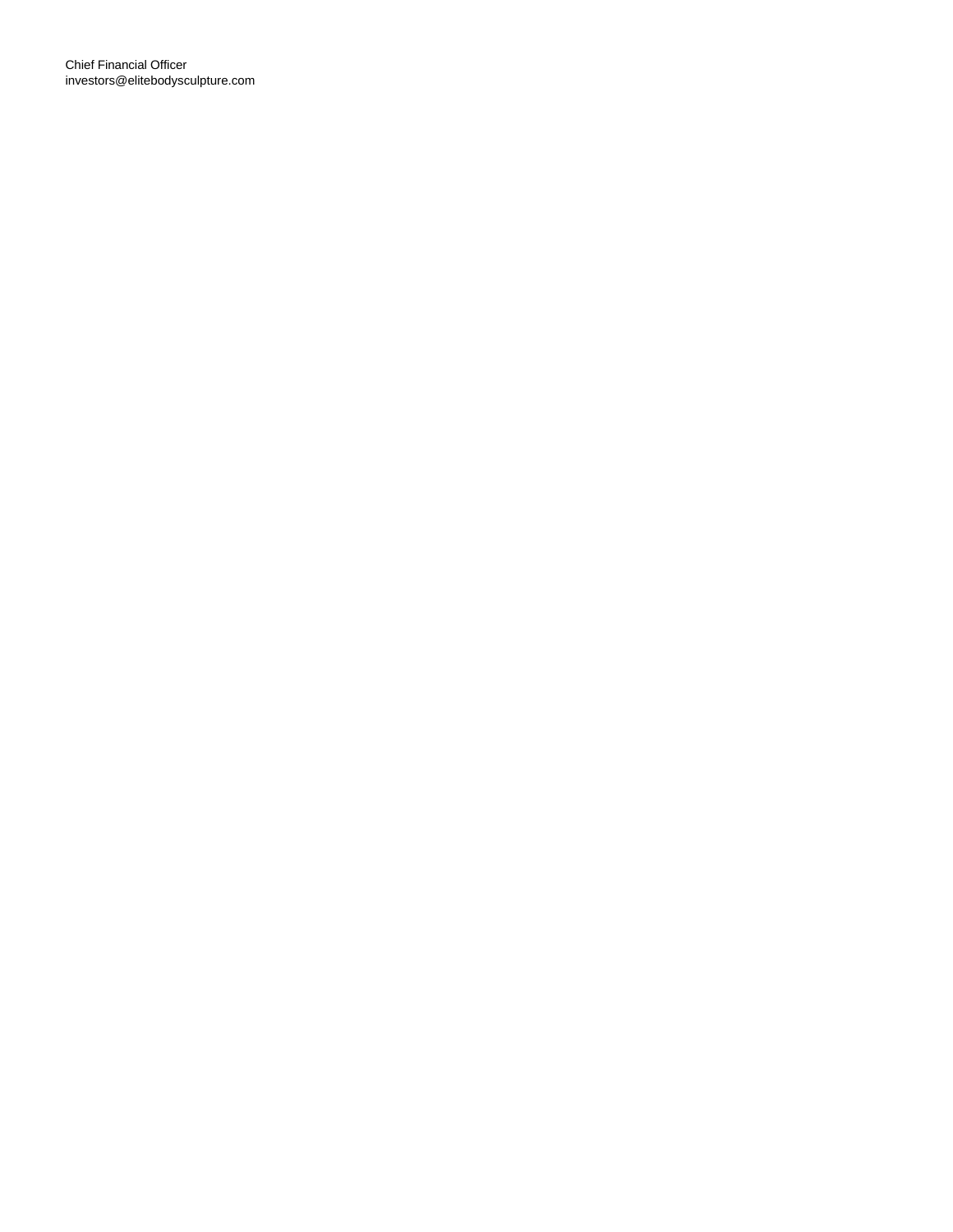Chief Financial Officer
investors@elitebodysculpture.com